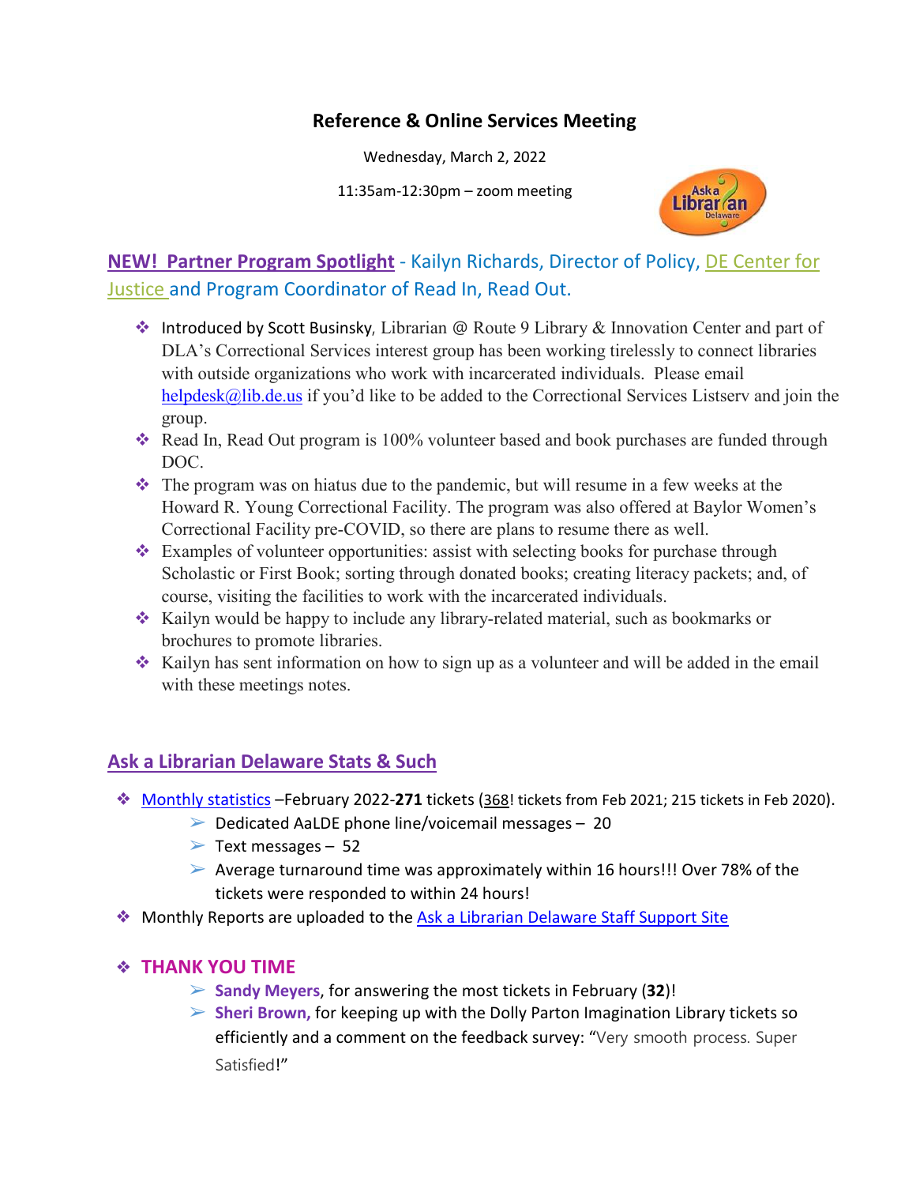# Reference & Online Services Meeting

Wednesday, March 2, 2022

11:35am-12:30pm – zoom meeting

## NEW! Partner Program Spotlight - Kailyn Richards, Director of Policy, DE Center for Justice and Program Coordinator of Read In, Read Out.

- Introduced by Scott Businsky, Librarian @ Route 9 Library & Innovation Center and part of DLA's Correctional Services interest group has been working tirelessly to connect libraries with outside organizations who work with incarcerated individuals. Please email helpdesk@lib.de.us if you'd like to be added to the Correctional Services Listserv and join the group.
- Read In, Read Out program is 100% volunteer based and book purchases are funded through DOC.
- The program was on hiatus due to the pandemic, but will resume in a few weeks at the Howard R. Young Correctional Facility. The program was also offered at Baylor Women's Correctional Facility pre-COVID, so there are plans to resume there as well.
- Examples of volunteer opportunities: assist with selecting books for purchase through Scholastic or First Book; sorting through donated books; creating literacy packets; and, of course, visiting the facilities to work with the incarcerated individuals.
- Kailyn would be happy to include any library-related material, such as bookmarks or brochures to promote libraries.
- Kailyn has sent information on how to sign up as a volunteer and will be added in the email with these meetings notes.

## Ask a Librarian Delaware Stats & Such

- Monthly statistics –February 2022-**271** tickets (368! tickets from Feb 2021; 215 tickets in Feb 2020).
  - Dedicated AaLDE phone line/voicemail messages – 20
  - Text messages – 52
  - Average turnaround time was approximately within 16 hours!!! Over 78% of the tickets were responded to within 24 hours!
- Monthly Reports are uploaded to the Ask a Librarian Delaware Staff Support Site
- **THANK YOU TIME**
  - **Sandy Meyers**, for answering the most tickets in February (**32**)!
  - **Sheri Brown,** for keeping up with the Dolly Parton Imagination Library tickets so efficiently and a comment on the feedback survey: "Very smooth process. Super Satisfied!"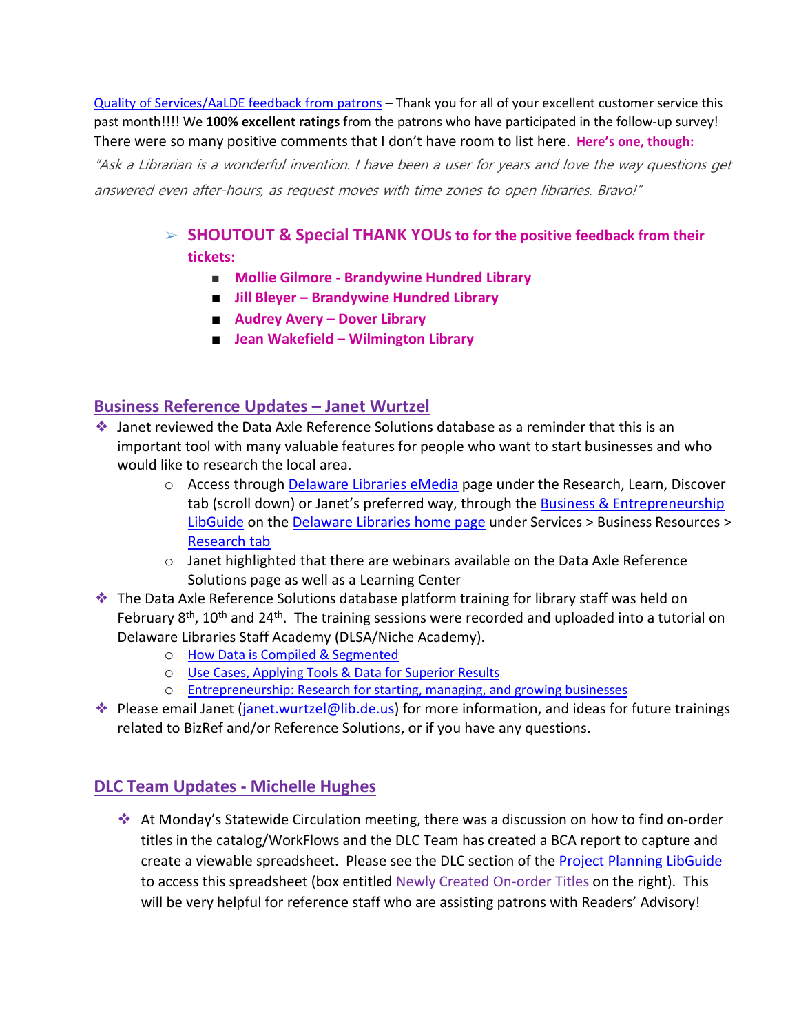[Quality of Services/AaLDE feedback from patrons] – Thank you for all of your excellent customer service this past month!!!! We **100% excellent ratings** from the patrons who have participated in the follow-up survey! There were so many positive comments that I don't have room to list here. **Here's one, though:**

*"Ask a Librarian is a wonderful invention. I have been a user for years and love the way questions get answered even after-hours, as request moves with time zones to open libraries. Bravo!"*

- **SHOUTOUT & Special THANK YOUs to for the positive feedback from their tickets:**
  - **Mollie Gilmore - Brandywine Hundred Library**
  - **Jill Bleyer – Brandywine Hundred Library**
  - **Audrey Avery – Dover Library**
  - **Jean Wakefield – Wilmington Library**

## Business Reference Updates – Janet Wurtzel

- Janet reviewed the Data Axle Reference Solutions database as a reminder that this is an important tool with many valuable features for people who want to start businesses and who would like to research the local area.
  - Access through Delaware Libraries eMedia page under the Research, Learn, Discover tab (scroll down) or Janet's preferred way, through the Business & Entrepreneurship LibGuide on the Delaware Libraries home page under Services > Business Resources > Research tab
  - Janet highlighted that there are webinars available on the Data Axle Reference Solutions page as well as a Learning Center
- The Data Axle Reference Solutions database platform training for library staff was held on February 8th, 10th and 24th. The training sessions were recorded and uploaded into a tutorial on Delaware Libraries Staff Academy (DLSA/Niche Academy).
  - How Data is Compiled & Segmented
  - Use Cases, Applying Tools & Data for Superior Results
  - Entrepreneurship: Research for starting, managing, and growing businesses
- Please email Janet (janet.wurtzel@lib.de.us) for more information, and ideas for future trainings related to BizRef and/or Reference Solutions, or if you have any questions.

## DLC Team Updates - Michelle Hughes

- At Monday's Statewide Circulation meeting, there was a discussion on how to find on-order titles in the catalog/WorkFlows and the DLC Team has created a BCA report to capture and create a viewable spreadsheet. Please see the DLC section of the Project Planning LibGuide to access this spreadsheet (box entitled Newly Created On-order Titles on the right). This will be very helpful for reference staff who are assisting patrons with Readers' Advisory!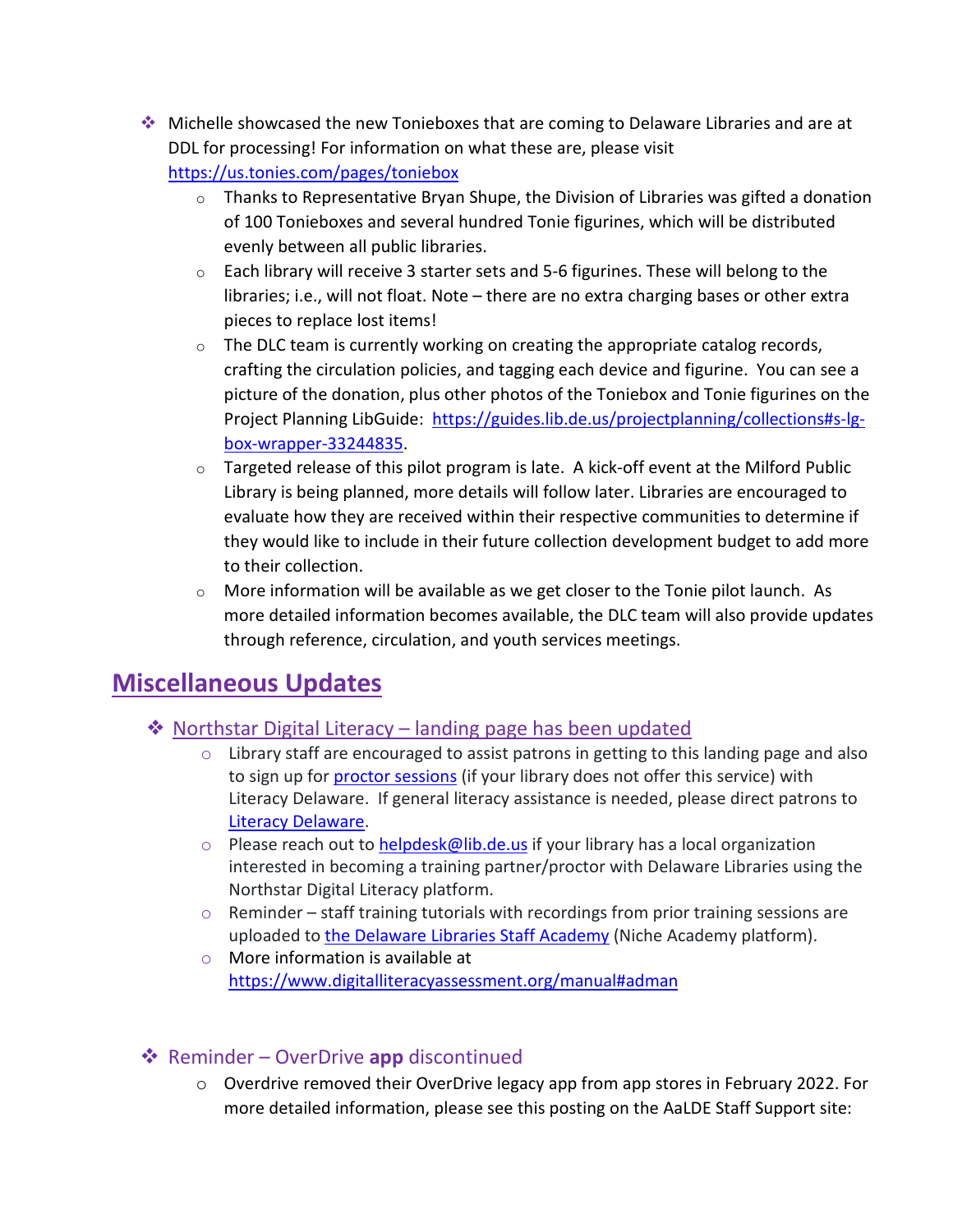- Michelle showcased the new Tonieboxes that are coming to Delaware Libraries and are at DDL for processing! For information on what these are, please visit https://us.tonies.com/pages/toniebox
    - Thanks to Representative Bryan Shupe, the Division of Libraries was gifted a donation of 100 Tonieboxes and several hundred Tonie figurines, which will be distributed evenly between all public libraries.
    - Each library will receive 3 starter sets and 5-6 figurines. These will belong to the libraries; i.e., will not float. Note – there are no extra charging bases or other extra pieces to replace lost items!
    - The DLC team is currently working on creating the appropriate catalog records, crafting the circulation policies, and tagging each device and figurine. You can see a picture of the donation, plus other photos of the Toniebox and Tonie figurines on the Project Planning LibGuide: https://guides.lib.de.us/projectplanning/collections#s-lg-box-wrapper-33244835.
    - Targeted release of this pilot program is late. A kick-off event at the Milford Public Library is being planned, more details will follow later. Libraries are encouraged to evaluate how they are received within their respective communities to determine if they would like to include in their future collection development budget to add more to their collection.
    - More information will be available as we get closer to the Tonie pilot launch. As more detailed information becomes available, the DLC team will also provide updates through reference, circulation, and youth services meetings.

## Miscellaneous Updates

- Northstar Digital Literacy – landing page has been updated
    - Library staff are encouraged to assist patrons in getting to this landing page and also to sign up for proctor sessions (if your library does not offer this service) with Literacy Delaware. If general literacy assistance is needed, please direct patrons to Literacy Delaware.
    - Please reach out to helpdesk@lib.de.us if your library has a local organization interested in becoming a training partner/proctor with Delaware Libraries using the Northstar Digital Literacy platform.
    - Reminder – staff training tutorials with recordings from prior training sessions are uploaded to the Delaware Libraries Staff Academy (Niche Academy platform).
    - More information is available at https://www.digitalliteracyassessment.org/manual#adman

- Reminder – OverDrive **app** discontinued
    - Overdrive removed their OverDrive legacy app from app stores in February 2022. For more detailed information, please see this posting on the AaLDE Staff Support site: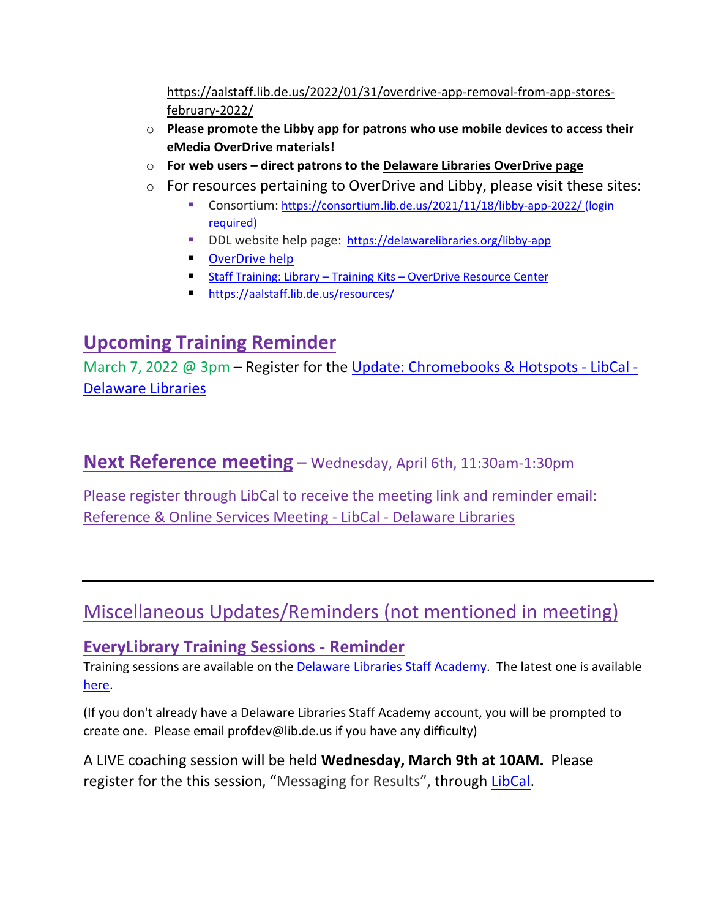https://aalstaff.lib.de.us/2022/01/31/overdrive-app-removal-from-app-stores-february-2022/

- **Please promote the Libby app for patrons who use mobile devices to access their eMedia OverDrive materials!**
- **For web users – direct patrons to the Delaware Libraries OverDrive page**
- For resources pertaining to OverDrive and Libby, please visit these sites:
  - Consortium: https://consortium.lib.de.us/2021/11/18/libby-app-2022/ (login required)
  - DDL website help page: https://delawarelibraries.org/libby-app
  - OverDrive help
  - Staff Training: Library – Training Kits – OverDrive Resource Center
  - https://aalstaff.lib.de.us/resources/

## Upcoming Training Reminder

March 7, 2022 @ 3pm – Register for the Update: Chromebooks & Hotspots - LibCal - Delaware Libraries

## Next Reference meeting – Wednesday, April 6th, 11:30am-1:30pm

Please register through LibCal to receive the meeting link and reminder email: Reference & Online Services Meeting - LibCal - Delaware Libraries

---

## Miscellaneous Updates/Reminders (not mentioned in meeting)

### EveryLibrary Training Sessions - Reminder

Training sessions are available on the Delaware Libraries Staff Academy. The latest one is available here.

(If you don't already have a Delaware Libraries Staff Academy account, you will be prompted to create one. Please email profdev@lib.de.us if you have any difficulty)

A LIVE coaching session will be held **Wednesday, March 9th at 10AM.** Please register for the this session, "Messaging for Results", through LibCal.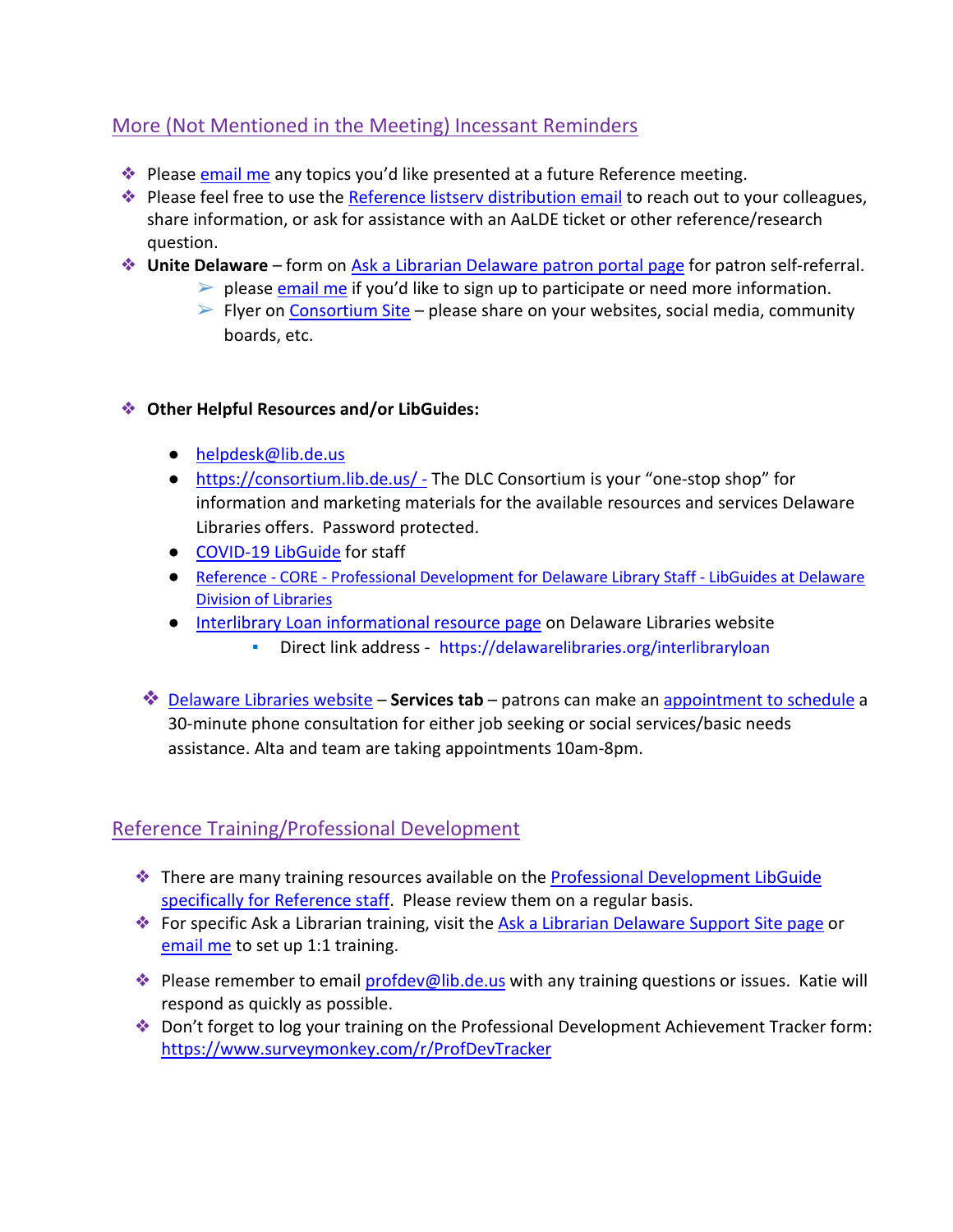## More (Not Mentioned in the Meeting) Incessant Reminders

- Please email me any topics you'd like presented at a future Reference meeting.
- Please feel free to use the Reference listserv distribution email to reach out to your colleagues, share information, or ask for assistance with an AaLDE ticket or other reference/research question.
- **Unite Delaware** – form on Ask a Librarian Delaware patron portal page for patron self-referral.
  - please email me if you'd like to sign up to participate or need more information.
  - Flyer on Consortium Site – please share on your websites, social media, community boards, etc.

- **Other Helpful Resources and/or LibGuides:**
  - helpdesk@lib.de.us
  - https://consortium.lib.de.us/ - The DLC Consortium is your "one-stop shop" for information and marketing materials for the available resources and services Delaware Libraries offers. Password protected.
  - COVID-19 LibGuide for staff
  - Reference - CORE - Professional Development for Delaware Library Staff - LibGuides at Delaware Division of Libraries
  - Interlibrary Loan informational resource page on Delaware Libraries website
    - Direct link address - https://delawarelibraries.org/interlibraryloan

- Delaware Libraries website – **Services tab** – patrons can make an appointment to schedule a 30-minute phone consultation for either job seeking or social services/basic needs assistance. Alta and team are taking appointments 10am-8pm.

## Reference Training/Professional Development

- There are many training resources available on the Professional Development LibGuide specifically for Reference staff. Please review them on a regular basis.
- For specific Ask a Librarian training, visit the Ask a Librarian Delaware Support Site page or email me to set up 1:1 training.
- Please remember to email profdev@lib.de.us with any training questions or issues. Katie will respond as quickly as possible.
- Don't forget to log your training on the Professional Development Achievement Tracker form: https://www.surveymonkey.com/r/ProfDevTracker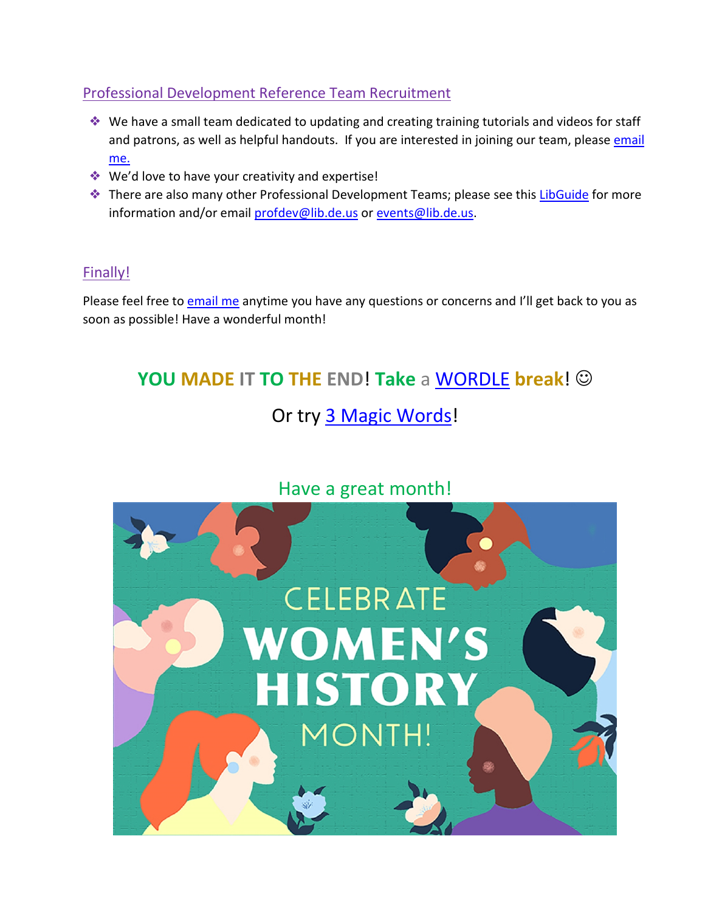## Professional Development Reference Team Recruitment

- We have a small team dedicated to updating and creating training tutorials and videos for staff and patrons, as well as helpful handouts. If you are interested in joining our team, please email me.
- We'd love to have your creativity and expertise!
- There are also many other Professional Development Teams; please see this LibGuide for more information and/or email profdev@lib.de.us or events@lib.de.us.

## Finally!

Please feel free to email me anytime you have any questions or concerns and I'll get back to you as soon as possible! Have a wonderful month!

**YOU MADE IT TO THE END! Take a WORDLE break!** ☺

Or try 3 Magic Words!

Have a great month!

CELEBRATE WOMEN'S HISTORY MONTH!